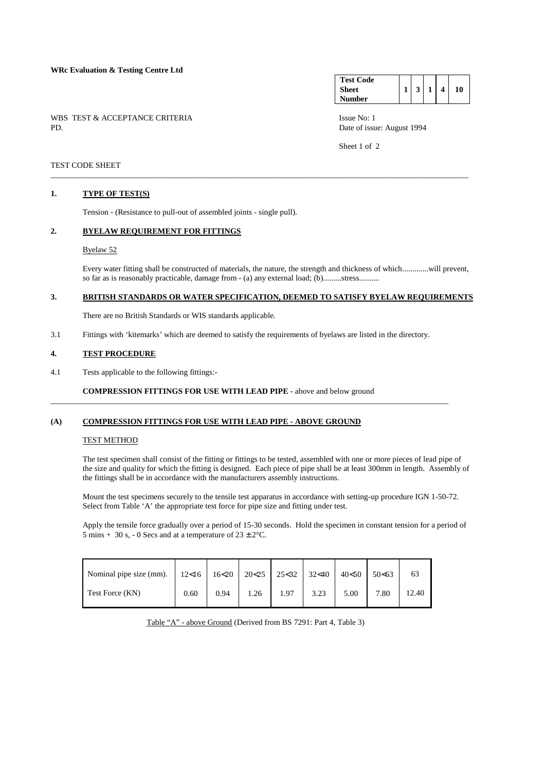**WRc Evaluation & Testing Centre Ltd**

| Test Code Sheet Number | 1 | 3 | 1 | 4 | 10 |
|---|---|---|---|---|---|

WBS TEST & ACCEPTANCE CRITERIA
PD.

Issue No: 1
Date of issue: August 1994

TEST CODE SHEET

---

## 1. TYPE OF TEST(S)

Tension - (Resistance to pull-out of assembled joints - single pull).

## 2. BYELAW REQUIREMENT FOR FITTINGS

Byelaw 52

Every water fitting shall be constructed of materials, the nature, the strength and thickness of which.............will prevent, so far as is reasonably practicable, damage from - (a) any external load; (b).........stress..........

## 3. BRITISH STANDARDS OR WATER SPECIFICATION, DEEMED TO SATISFY BYELAW REQUIREMENTS

There are no British Standards or WIS standards applicable.

3.1 Fittings with 'kitemarks' which are deemed to satisfy the requirements of byelaws are listed in the directory.

## 4. TEST PROCEDURE

4.1 Tests applicable to the following fittings:-

**COMPRESSION FITTINGS FOR USE WITH LEAD PIPE** - above and below ground

---

### (A) COMPRESSION FITTINGS FOR USE WITH LEAD PIPE - ABOVE GROUND

TEST METHOD

The test specimen shall consist of the fitting or fittings to be tested, assembled with one or more pieces of lead pipe of the size and quality for which the fitting is designed. Each piece of pipe shall be at least 300mm in length. Assembly of the fittings shall be in accordance with the manufacturers assembly instructions.

Mount the test specimens securely to the tensile test apparatus in accordance with setting-up procedure IGN 1-50-72. Select from Table 'A' the appropriate test force for pipe size and fitting under test.

Apply the tensile force gradually over a period of 15-30 seconds. Hold the specimen in constant tension for a period of 5 mins + 30 s, - 0 Secs and at a temperature of 23 ± 2°C.

| Nominal pipe size (mm). | 12<16 | 16<20 | 20<25 | 25<32 | 32<40 | 40<50 | 50<63 | 63 |
|---|---|---|---|---|---|---|---|---|
| Test Force (KN) | 0.60 | 0.94 | 1.26 | 1.97 | 3.23 | 5.00 | 7.80 | 12.40 |

Table "A" - above Ground (Derived from BS 7291: Part 4, Table 3)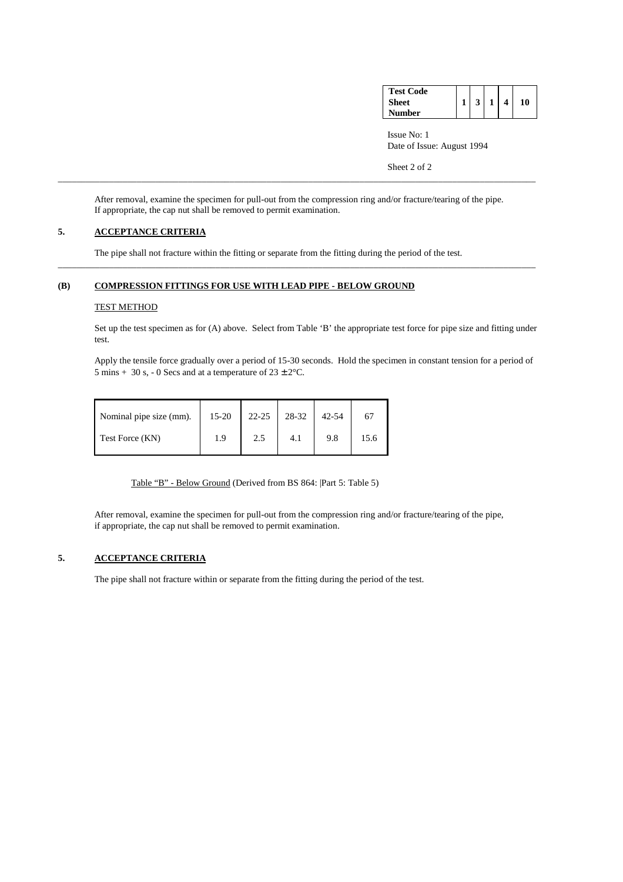| Test Code Sheet Number | 1 | 3 | 1 | 4 | 10 |
|---|---|---|---|---|---|

Issue No: 1
Date of Issue: August 1994

---

After removal, examine the specimen for pull-out from the compression ring and/or fracture/tearing of the pipe. If appropriate, the cap nut shall be removed to permit examination.

## 5. ACCEPTANCE CRITERIA

The pipe shall not fracture within the fitting or separate from the fitting during the period of the test.

---

## (B) COMPRESSION FITTINGS FOR USE WITH LEAD PIPE - BELOW GROUND

TEST METHOD

Set up the test specimen as for (A) above. Select from Table 'B' the appropriate test force for pipe size and fitting under test.

Apply the tensile force gradually over a period of 15-30 seconds. Hold the specimen in constant tension for a period of 5 mins + 30 s, - 0 Secs and at a temperature of $23 \pm 2$°C.

| Nominal pipe size (mm). | 15-20 | 22-25 | 28-32 | 42-54 | 67 |
|---|---|---|---|---|---|
| Test Force (KN) | 1.9 | 2.5 | 4.1 | 9.8 | 15.6 |

Table "B" - Below Ground (Derived from BS 864: |Part 5: Table 5)

After removal, examine the specimen for pull-out from the compression ring and/or fracture/tearing of the pipe, if appropriate, the cap nut shall be removed to permit examination.

## 5. ACCEPTANCE CRITERIA

The pipe shall not fracture within or separate from the fitting during the period of the test.